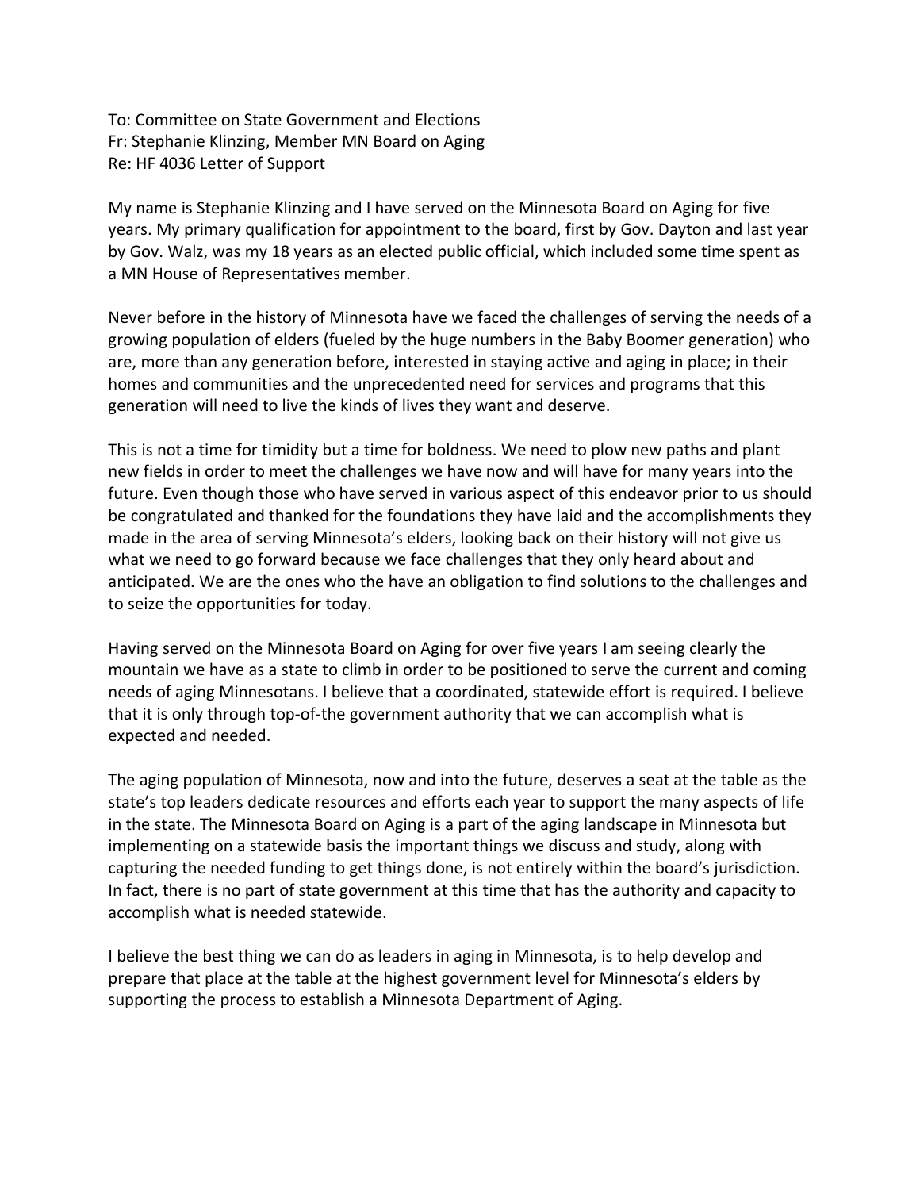To: Committee on State Government and Elections
Fr: Stephanie Klinzing, Member MN Board on Aging
Re: HF 4036 Letter of Support

My name is Stephanie Klinzing and I have served on the Minnesota Board on Aging for five years. My primary qualification for appointment to the board, first by Gov. Dayton and last year by Gov. Walz, was my 18 years as an elected public official, which included some time spent as a MN House of Representatives member.

Never before in the history of Minnesota have we faced the challenges of serving the needs of a growing population of elders (fueled by the huge numbers in the Baby Boomer generation) who are, more than any generation before, interested in staying active and aging in place; in their homes and communities and the unprecedented need for services and programs that this generation will need to live the kinds of lives they want and deserve.

This is not a time for timidity but a time for boldness. We need to plow new paths and plant new fields in order to meet the challenges we have now and will have for many years into the future. Even though those who have served in various aspect of this endeavor prior to us should be congratulated and thanked for the foundations they have laid and the accomplishments they made in the area of serving Minnesota's elders, looking back on their history will not give us what we need to go forward because we face challenges that they only heard about and anticipated. We are the ones who the have an obligation to find solutions to the challenges and to seize the opportunities for today.

Having served on the Minnesota Board on Aging for over five years I am seeing clearly the mountain we have as a state to climb in order to be positioned to serve the current and coming needs of aging Minnesotans. I believe that a coordinated, statewide effort is required. I believe that it is only through top-of-the government authority that we can accomplish what is expected and needed.

The aging population of Minnesota, now and into the future, deserves a seat at the table as the state's top leaders dedicate resources and efforts each year to support the many aspects of life in the state. The Minnesota Board on Aging is a part of the aging landscape in Minnesota but implementing on a statewide basis the important things we discuss and study, along with capturing the needed funding to get things done, is not entirely within the board's jurisdiction. In fact, there is no part of state government at this time that has the authority and capacity to accomplish what is needed statewide.

I believe the best thing we can do as leaders in aging in Minnesota, is to help develop and prepare that place at the table at the highest government level for Minnesota's elders by supporting the process to establish a Minnesota Department of Aging.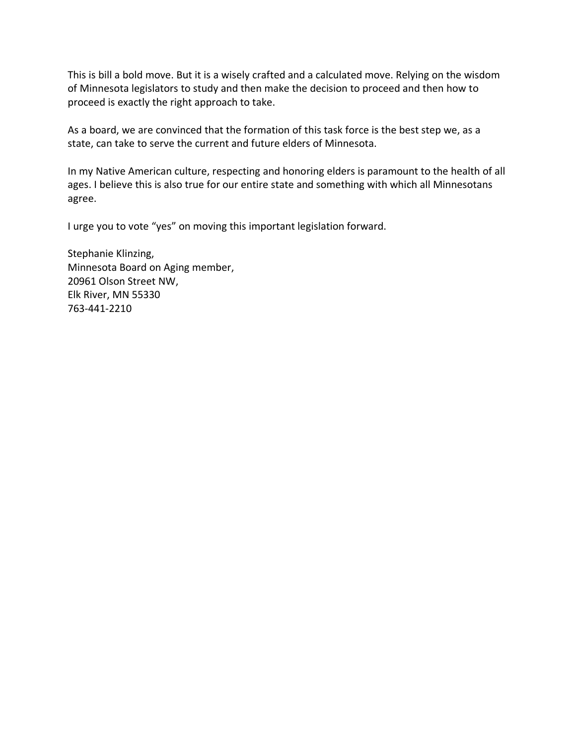This is bill a bold move. But it is a wisely crafted and a calculated move. Relying on the wisdom of Minnesota legislators to study and then make the decision to proceed and then how to proceed is exactly the right approach to take.

As a board, we are convinced that the formation of this task force is the best step we, as a state, can take to serve the current and future elders of Minnesota.

In my Native American culture, respecting and honoring elders is paramount to the health of all ages. I believe this is also true for our entire state and something with which all Minnesotans agree.

I urge you to vote "yes" on moving this important legislation forward.

Stephanie Klinzing,  
Minnesota Board on Aging member,  
20961 Olson Street NW,  
Elk River, MN 55330  
763-441-2210